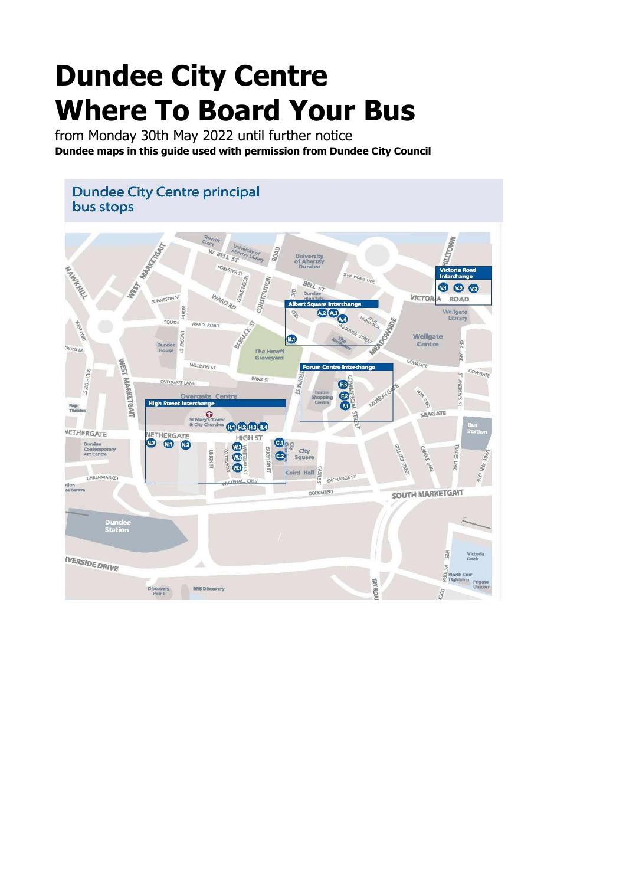# Dundee City Centre
# Where To Board Your Bus

from Monday 30th May 2022 until further notice

**Dundee maps in this guide used with permission from Dundee City Council**

## Dundee City Centre principal bus stops

**Victoria Road Interchange**: V1, V2, V3

**Albert Square Interchange**: A2, A3, A4, M1

**Forum Centre Interchange**: F1, F2, F3

**High Street Interchange**: H1, H2, H3, H4, N1, N2, N3, W1, W2, W3, C1, C2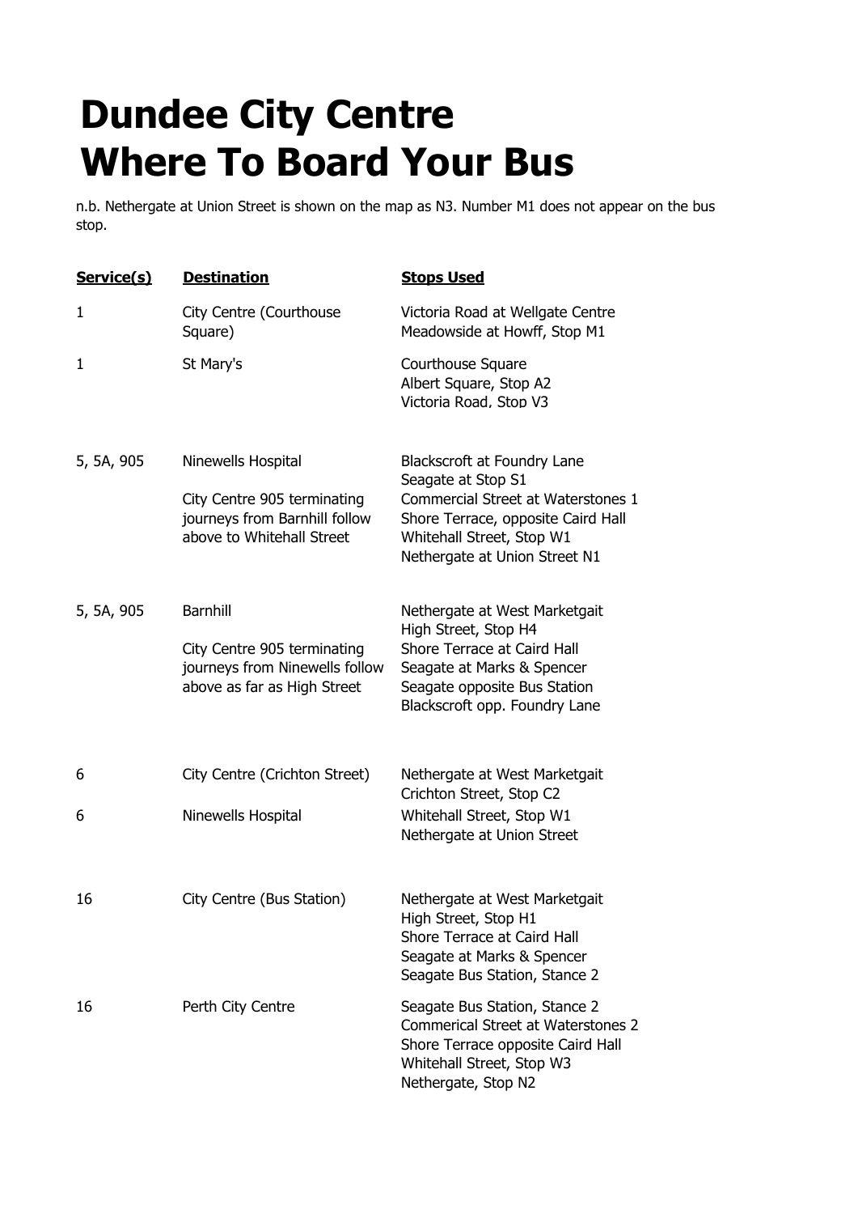# Dundee City Centre Where To Board Your Bus

n.b. Nethergate at Union Street is shown on the map as N3. Number M1 does not appear on the bus stop.

| Service(s) | Destination | Stops Used |
|---|---|---|
| 1 | City Centre (Courthouse Square) | Victoria Road at Wellgate Centre<br>Meadowside at Howff, Stop M1 |
| 1 | St Mary's | Courthouse Square<br>Albert Square, Stop A2<br>Victoria Road, Stop V3 |
| 5, 5A, 905 | Ninewells Hospital<br><br>City Centre 905 terminating journeys from Barnhill follow above to Whitehall Street | Blackscroft at Foundry Lane<br>Seagate at Stop S1<br>Commercial Street at Waterstones 1<br>Shore Terrace, opposite Caird Hall<br>Whitehall Street, Stop W1<br>Nethergate at Union Street N1 |
| 5, 5A, 905 | Barnhill<br><br>City Centre 905 terminating journeys from Ninewells follow above as far as High Street | Nethergate at West Marketgait<br>High Street, Stop H4<br>Shore Terrace at Caird Hall<br>Seagate at Marks & Spencer<br>Seagate opposite Bus Station<br>Blackscroft opp. Foundry Lane |
| 6 | City Centre (Crichton Street) | Nethergate at West Marketgait<br>Crichton Street, Stop C2 |
| 6 | Ninewells Hospital | Whitehall Street, Stop W1<br>Nethergate at Union Street |
| 16 | City Centre (Bus Station) | Nethergate at West Marketgait<br>High Street, Stop H1<br>Shore Terrace at Caird Hall<br>Seagate at Marks & Spencer<br>Seagate Bus Station, Stance 2 |
| 16 | Perth City Centre | Seagate Bus Station, Stance 2<br>Commerical Street at Waterstones 2<br>Shore Terrace opposite Caird Hall<br>Whitehall Street, Stop W3<br>Nethergate, Stop N2 |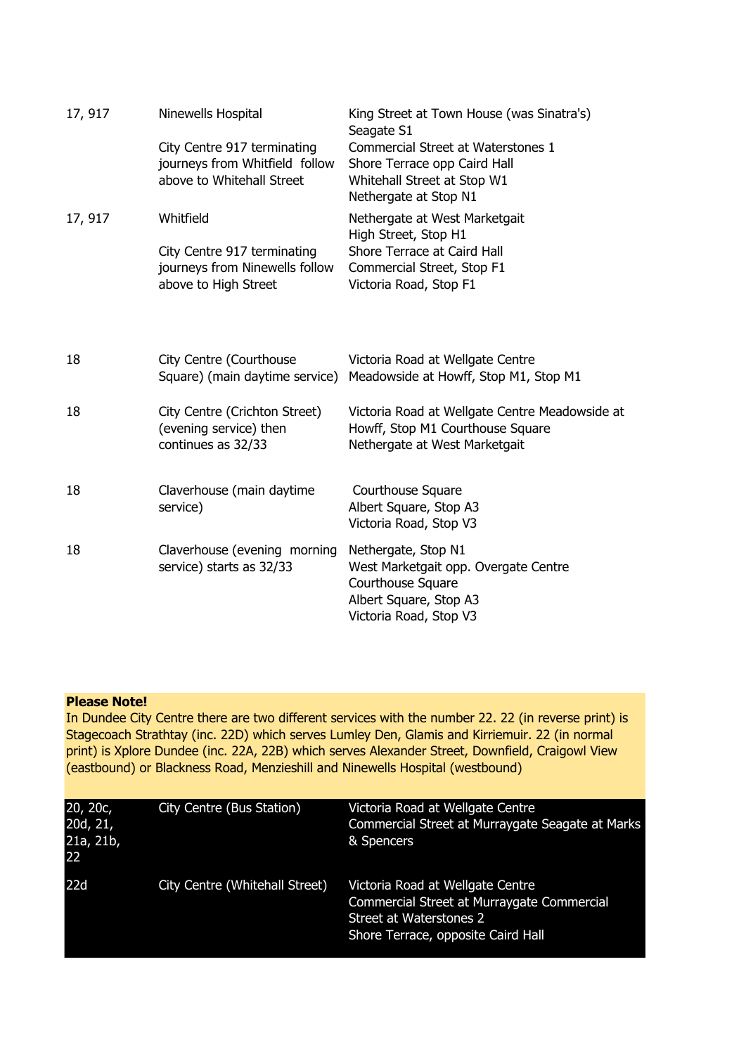| | | |
|---|---|---|
| 17, 917 | Ninewells Hospital<br><br>City Centre 917 terminating journeys from Whitfield follow above to Whitehall Street | King Street at Town House (was Sinatra's)<br>Seagate S1<br>Commercial Street at Waterstones 1<br>Shore Terrace opp Caird Hall<br>Whitehall Street at Stop W1<br>Nethergate at Stop N1 |
| 17, 917 | Whitfield<br><br>City Centre 917 terminating journeys from Ninewells follow above to High Street | Nethergate at West Marketgait<br>High Street, Stop H1<br>Shore Terrace at Caird Hall<br>Commercial Street, Stop F1<br>Victoria Road, Stop F1 |
| 18 | City Centre (Courthouse Square) (main daytime service) | Victoria Road at Wellgate Centre<br>Meadowside at Howff, Stop M1, Stop M1 |
| 18 | City Centre (Crichton Street) (evening service) then continues as 32/33 | Victoria Road at Wellgate Centre Meadowside at Howff, Stop M1 Courthouse Square<br>Nethergate at West Marketgait |
| 18 | Claverhouse (main daytime service) | Courthouse Square<br>Albert Square, Stop A3<br>Victoria Road, Stop V3 |
| 18 | Claverhouse (evening morning service) starts as 32/33 | Nethergate, Stop N1<br>West Marketgait opp. Overgate Centre<br>Courthouse Square<br>Albert Square, Stop A3<br>Victoria Road, Stop V3 |

**Please Note!**
In Dundee City Centre there are two different services with the number 22. 22 (in reverse print) is Stagecoach Strathtay (inc. 22D) which serves Lumley Den, Glamis and Kirriemuir. 22 (in normal print) is Xplore Dundee (inc. 22A, 22B) which serves Alexander Street, Downfield, Craigowl View (eastbound) or Blackness Road, Menzieshill and Ninewells Hospital (westbound)

| | | |
|---|---|---|
| 20, 20c, 20d, 21, 21a, 21b, 22 | City Centre (Bus Station) | Victoria Road at Wellgate Centre<br>Commercial Street at Murraygate Seagate at Marks & Spencers |
| 22d | City Centre (Whitehall Street) | Victoria Road at Wellgate Centre<br>Commercial Street at Murraygate Commercial Street at Waterstones 2<br>Shore Terrace, opposite Caird Hall |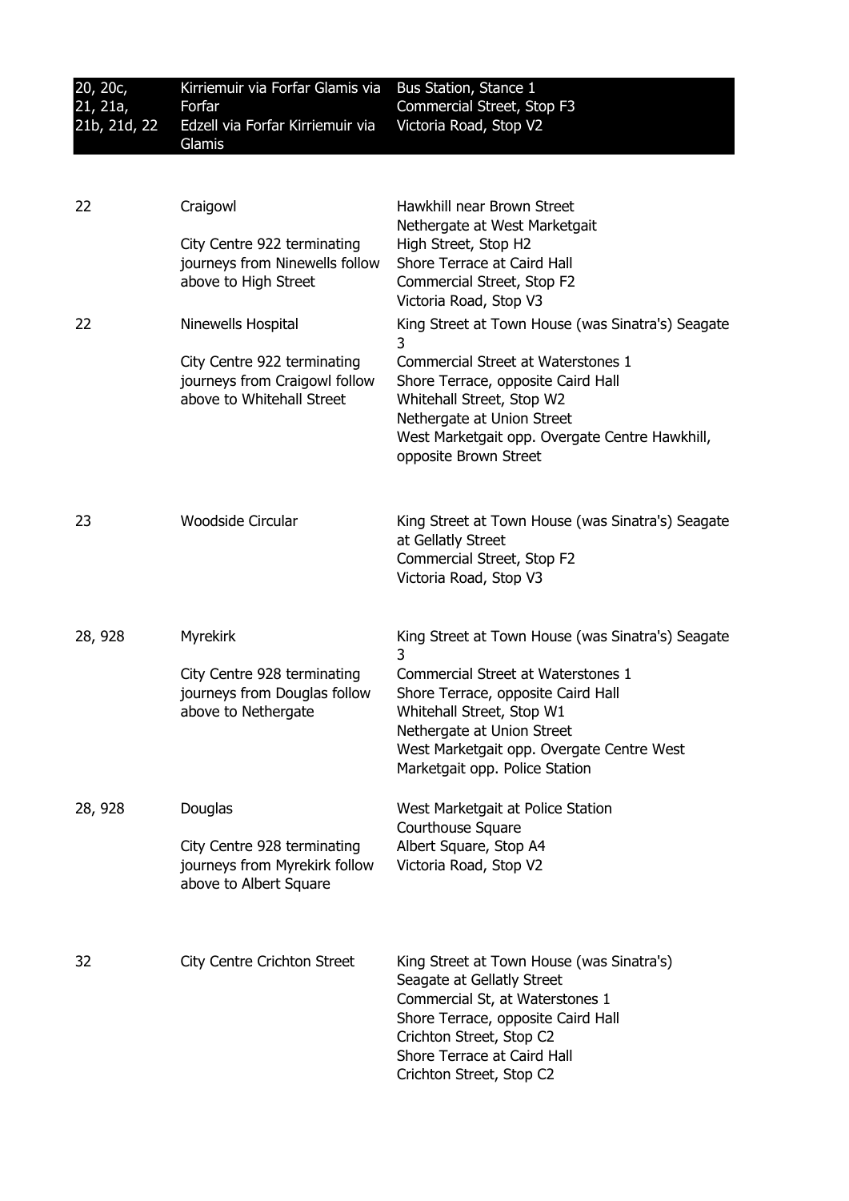| | | |
|---|---|---|
| 20, 20c, 21, 21a, 21b, 21d, 22 | Kirriemuir via Forfar Glamis via Forfar Edzell via Forfar Kirriemuir via Glamis | Bus Station, Stance 1<br>Commercial Street, Stop F3<br>Victoria Road, Stop V2 |
| 22 | Craigowl<br><br>City Centre 922 terminating journeys from Ninewells follow above to High Street | Hawkhill near Brown Street<br>Nethergate at West Marketgait<br>High Street, Stop H2<br>Shore Terrace at Caird Hall<br>Commercial Street, Stop F2<br>Victoria Road, Stop V3 |
| 22 | Ninewells Hospital<br><br>City Centre 922 terminating journeys from Craigowl follow above to Whitehall Street | King Street at Town House (was Sinatra's) Seagate 3<br>Commercial Street at Waterstones 1<br>Shore Terrace, opposite Caird Hall<br>Whitehall Street, Stop W2<br>Nethergate at Union Street<br>West Marketgait opp. Overgate Centre Hawkhill, opposite Brown Street |
| 23 | Woodside Circular | King Street at Town House (was Sinatra's) Seagate at Gellatly Street<br>Commercial Street, Stop F2<br>Victoria Road, Stop V3 |
| 28, 928 | Myrekirk<br><br>City Centre 928 terminating journeys from Douglas follow above to Nethergate | King Street at Town House (was Sinatra's) Seagate 3<br>Commercial Street at Waterstones 1<br>Shore Terrace, opposite Caird Hall<br>Whitehall Street, Stop W1<br>Nethergate at Union Street<br>West Marketgait opp. Overgate Centre West Marketgait opp. Police Station |
| 28, 928 | Douglas<br><br>City Centre 928 terminating journeys from Myrekirk follow above to Albert Square | West Marketgait at Police Station<br>Courthouse Square<br>Albert Square, Stop A4<br>Victoria Road, Stop V2 |
| 32 | City Centre Crichton Street | King Street at Town House (was Sinatra's)<br>Seagate at Gellatly Street<br>Commercial St, at Waterstones 1<br>Shore Terrace, opposite Caird Hall<br>Crichton Street, Stop C2<br>Shore Terrace at Caird Hall<br>Crichton Street, Stop C2 |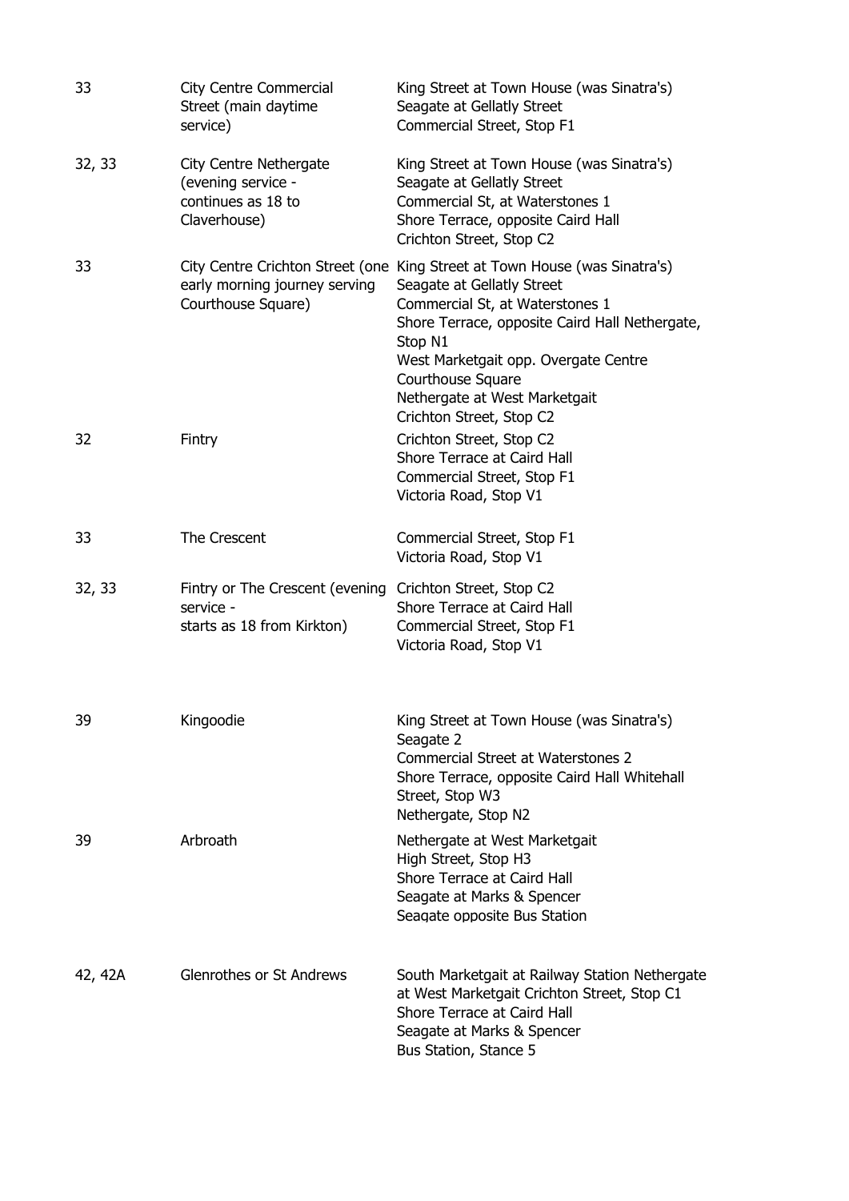| | | |
|---|---|---|
| 33 | City Centre Commercial Street (main daytime service) | King Street at Town House (was Sinatra's)<br>Seagate at Gellatly Street<br>Commercial Street, Stop F1 |
| 32, 33 | City Centre Nethergate (evening service - continues as 18 to Claverhouse) | King Street at Town House (was Sinatra's)<br>Seagate at Gellatly Street<br>Commercial St, at Waterstones 1<br>Shore Terrace, opposite Caird Hall<br>Crichton Street, Stop C2 |
| 33 | City Centre Crichton Street (one early morning journey serving Courthouse Square) | King Street at Town House (was Sinatra's)<br>Seagate at Gellatly Street<br>Commercial St, at Waterstones 1<br>Shore Terrace, opposite Caird Hall Nethergate, Stop N1<br>West Marketgait opp. Overgate Centre<br>Courthouse Square<br>Nethergate at West Marketgait<br>Crichton Street, Stop C2 |
| 32 | Fintry | Crichton Street, Stop C2<br>Shore Terrace at Caird Hall<br>Commercial Street, Stop F1<br>Victoria Road, Stop V1 |
| 33 | The Crescent | Commercial Street, Stop F1<br>Victoria Road, Stop V1 |
| 32, 33 | Fintry or The Crescent (evening service - starts as 18 from Kirkton) | Crichton Street, Stop C2<br>Shore Terrace at Caird Hall<br>Commercial Street, Stop F1<br>Victoria Road, Stop V1 |
| 39 | Kingoodie | King Street at Town House (was Sinatra's)<br>Seagate 2<br>Commercial Street at Waterstones 2<br>Shore Terrace, opposite Caird Hall Whitehall Street, Stop W3<br>Nethergate, Stop N2 |
| 39 | Arbroath | Nethergate at West Marketgait<br>High Street, Stop H3<br>Shore Terrace at Caird Hall<br>Seagate at Marks & Spencer<br>Seagate opposite Bus Station |
| 42, 42A | Glenrothes or St Andrews | South Marketgait at Railway Station Nethergate at West Marketgait Crichton Street, Stop C1<br>Shore Terrace at Caird Hall<br>Seagate at Marks & Spencer<br>Bus Station, Stance 5 |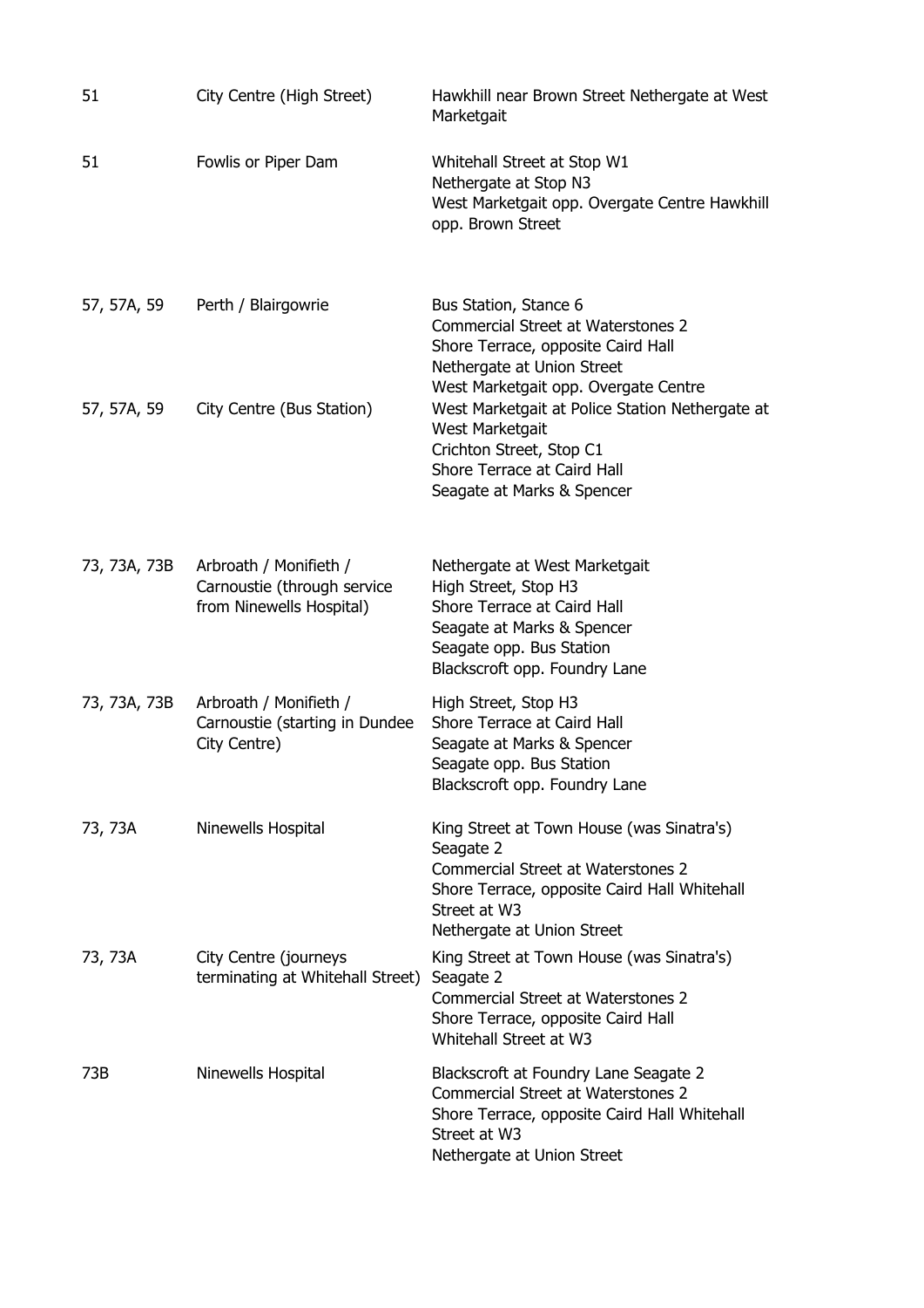| | | |
|---|---|---|
| 51 | City Centre (High Street) | Hawkhill near Brown Street Nethergate at West Marketgait |
| 51 | Fowlis or Piper Dam | Whitehall Street at Stop W1<br>Nethergate at Stop N3<br>West Marketgait opp. Overgate Centre Hawkhill opp. Brown Street |
| 57, 57A, 59 | Perth / Blairgowrie | Bus Station, Stance 6<br>Commercial Street at Waterstones 2<br>Shore Terrace, opposite Caird Hall<br>Nethergate at Union Street<br>West Marketgait opp. Overgate Centre |
| 57, 57A, 59 | City Centre (Bus Station) | West Marketgait at Police Station Nethergate at West Marketgait<br>Crichton Street, Stop C1<br>Shore Terrace at Caird Hall<br>Seagate at Marks & Spencer |
| 73, 73A, 73B | Arbroath / Monifieth / Carnoustie (through service from Ninewells Hospital) | Nethergate at West Marketgait<br>High Street, Stop H3<br>Shore Terrace at Caird Hall<br>Seagate at Marks & Spencer<br>Seagate opp. Bus Station<br>Blackscroft opp. Foundry Lane |
| 73, 73A, 73B | Arbroath / Monifieth / Carnoustie (starting in Dundee City Centre) | High Street, Stop H3<br>Shore Terrace at Caird Hall<br>Seagate at Marks & Spencer<br>Seagate opp. Bus Station<br>Blackscroft opp. Foundry Lane |
| 73, 73A | Ninewells Hospital | King Street at Town House (was Sinatra's)<br>Seagate 2<br>Commercial Street at Waterstones 2<br>Shore Terrace, opposite Caird Hall Whitehall Street at W3<br>Nethergate at Union Street |
| 73, 73A | City Centre (journeys terminating at Whitehall Street) | King Street at Town House (was Sinatra's)<br>Seagate 2<br>Commercial Street at Waterstones 2<br>Shore Terrace, opposite Caird Hall<br>Whitehall Street at W3 |
| 73B | Ninewells Hospital | Blackscroft at Foundry Lane Seagate 2<br>Commercial Street at Waterstones 2<br>Shore Terrace, opposite Caird Hall Whitehall Street at W3<br>Nethergate at Union Street |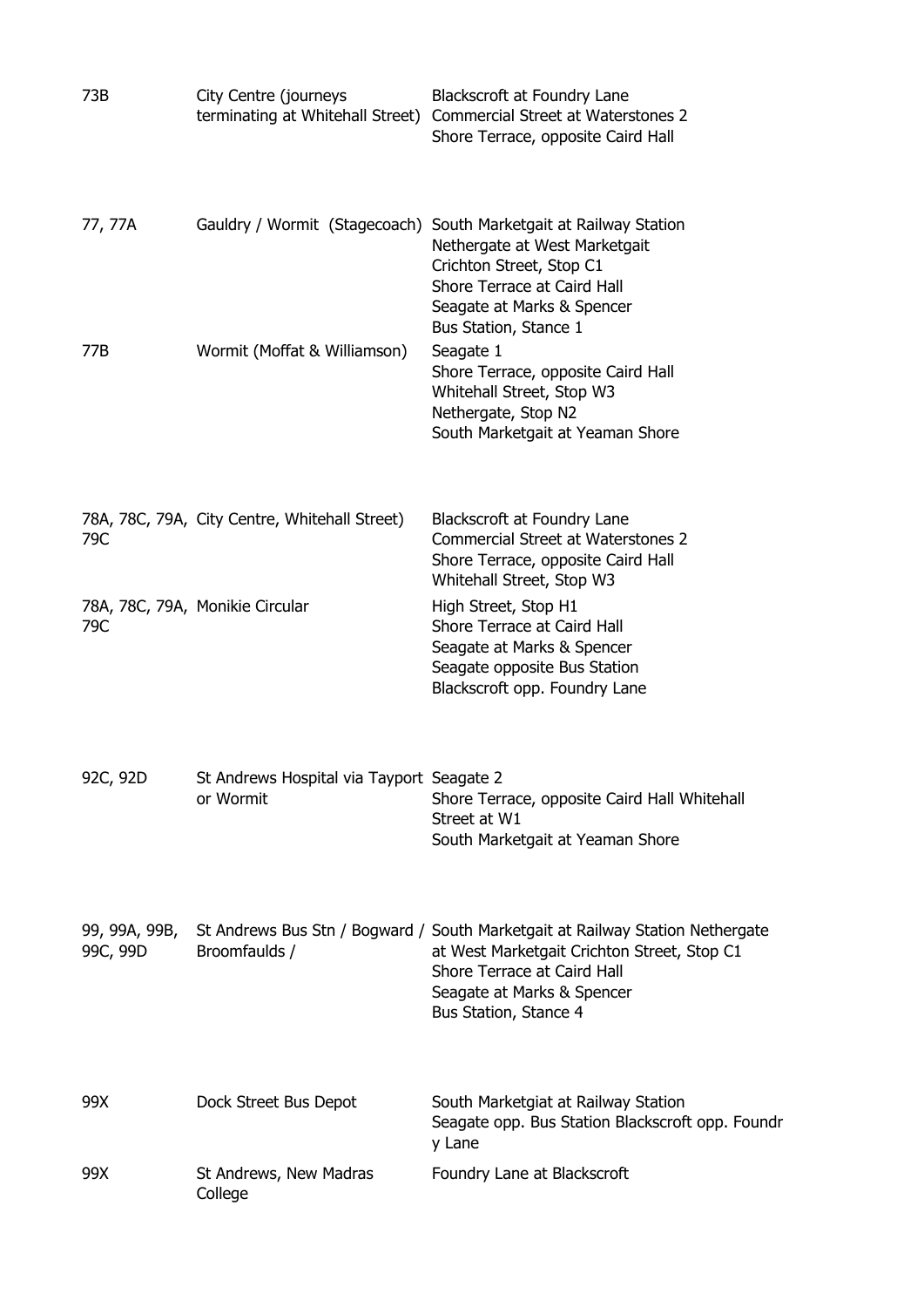| | | |
|---|---|---|
| 73B | City Centre (journeys terminating at Whitehall Street) | Blackscroft at Foundry Lane<br>Commercial Street at Waterstones 2<br>Shore Terrace, opposite Caird Hall |
| 77, 77A | Gauldry / Wormit (Stagecoach) | South Marketgait at Railway Station<br>Nethergate at West Marketgait<br>Crichton Street, Stop C1<br>Shore Terrace at Caird Hall<br>Seagate at Marks & Spencer<br>Bus Station, Stance 1 |
| 77B | Wormit (Moffat & Williamson) | Seagate 1<br>Shore Terrace, opposite Caird Hall<br>Whitehall Street, Stop W3<br>Nethergate, Stop N2<br>South Marketgait at Yeaman Shore |
| 78A, 78C, 79A, 79C | City Centre, Whitehall Street) | Blackscroft at Foundry Lane<br>Commercial Street at Waterstones 2<br>Shore Terrace, opposite Caird Hall<br>Whitehall Street, Stop W3 |
| 78A, 78C, 79A, 79C | Monikie Circular | High Street, Stop H1<br>Shore Terrace at Caird Hall<br>Seagate at Marks & Spencer<br>Seagate opposite Bus Station<br>Blackscroft opp. Foundry Lane |
| 92C, 92D | St Andrews Hospital via Tayport or Wormit | Seagate 2<br>Shore Terrace, opposite Caird Hall Whitehall Street at W1<br>South Marketgait at Yeaman Shore |
| 99, 99A, 99B, 99C, 99D | St Andrews Bus Stn / Bogward / Broomfaulds / | South Marketgait at Railway Station Nethergate at West Marketgait Crichton Street, Stop C1<br>Shore Terrace at Caird Hall<br>Seagate at Marks & Spencer<br>Bus Station, Stance 4 |
| 99X | Dock Street Bus Depot | South Marketgiat at Railway Station<br>Seagate opp. Bus Station Blackscroft opp. Foundry Lane |
| 99X | St Andrews, New Madras College | Foundry Lane at Blackscroft |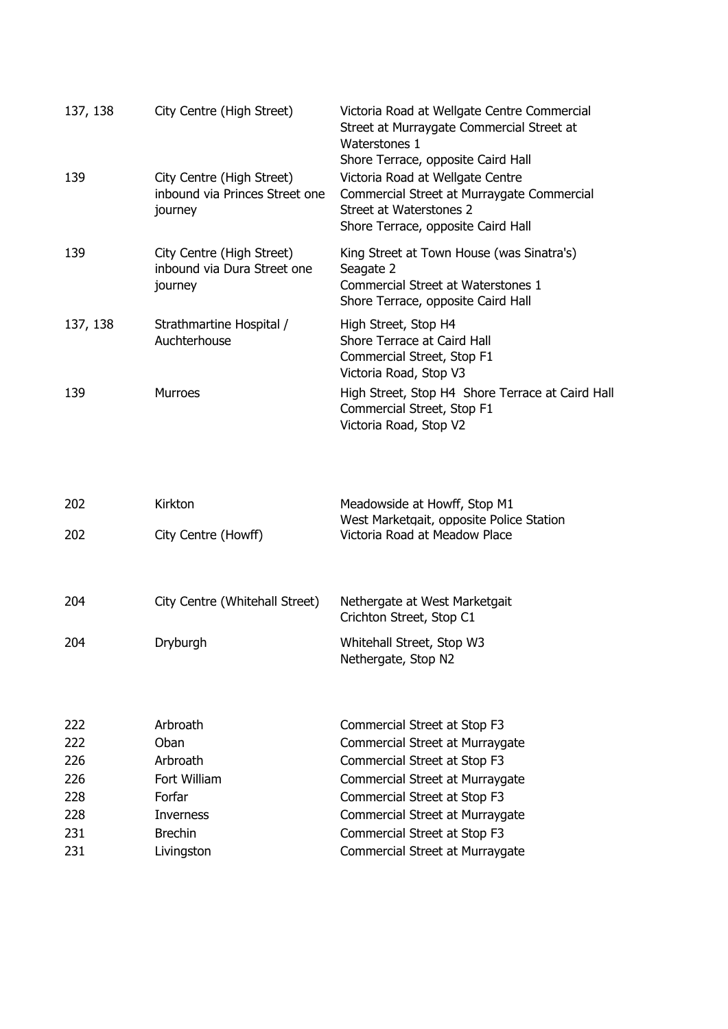| | | |
|---|---|---|
| 137, 138 | City Centre (High Street) | Victoria Road at Wellgate Centre Commercial Street at Murraygate Commercial Street at Waterstones 1<br>Shore Terrace, opposite Caird Hall |
| 139 | City Centre (High Street) inbound via Princes Street one journey | Victoria Road at Wellgate Centre<br>Commercial Street at Murraygate Commercial Street at Waterstones 2<br>Shore Terrace, opposite Caird Hall |
| 139 | City Centre (High Street) inbound via Dura Street one journey | King Street at Town House (was Sinatra's)<br>Seagate 2<br>Commercial Street at Waterstones 1<br>Shore Terrace, opposite Caird Hall |
| 137, 138 | Strathmartine Hospital / Auchterhouse | High Street, Stop H4<br>Shore Terrace at Caird Hall<br>Commercial Street, Stop F1<br>Victoria Road, Stop V3 |
| 139 | Murroes | High Street, Stop H4 Shore Terrace at Caird Hall<br>Commercial Street, Stop F1<br>Victoria Road, Stop V2 |
| 202 | Kirkton | Meadowside at Howff, Stop M1<br>West Marketgait, opposite Police Station |
| 202 | City Centre (Howff) | Victoria Road at Meadow Place |
| 204 | City Centre (Whitehall Street) | Nethergate at West Marketgait<br>Crichton Street, Stop C1 |
| 204 | Dryburgh | Whitehall Street, Stop W3<br>Nethergate, Stop N2 |
| 222 | Arbroath | Commercial Street at Stop F3 |
| 222 | Oban | Commercial Street at Murraygate |
| 226 | Arbroath | Commercial Street at Stop F3 |
| 226 | Fort William | Commercial Street at Murraygate |
| 228 | Forfar | Commercial Street at Stop F3 |
| 228 | Inverness | Commercial Street at Murraygate |
| 231 | Brechin | Commercial Street at Stop F3 |
| 231 | Livingston | Commercial Street at Murraygate |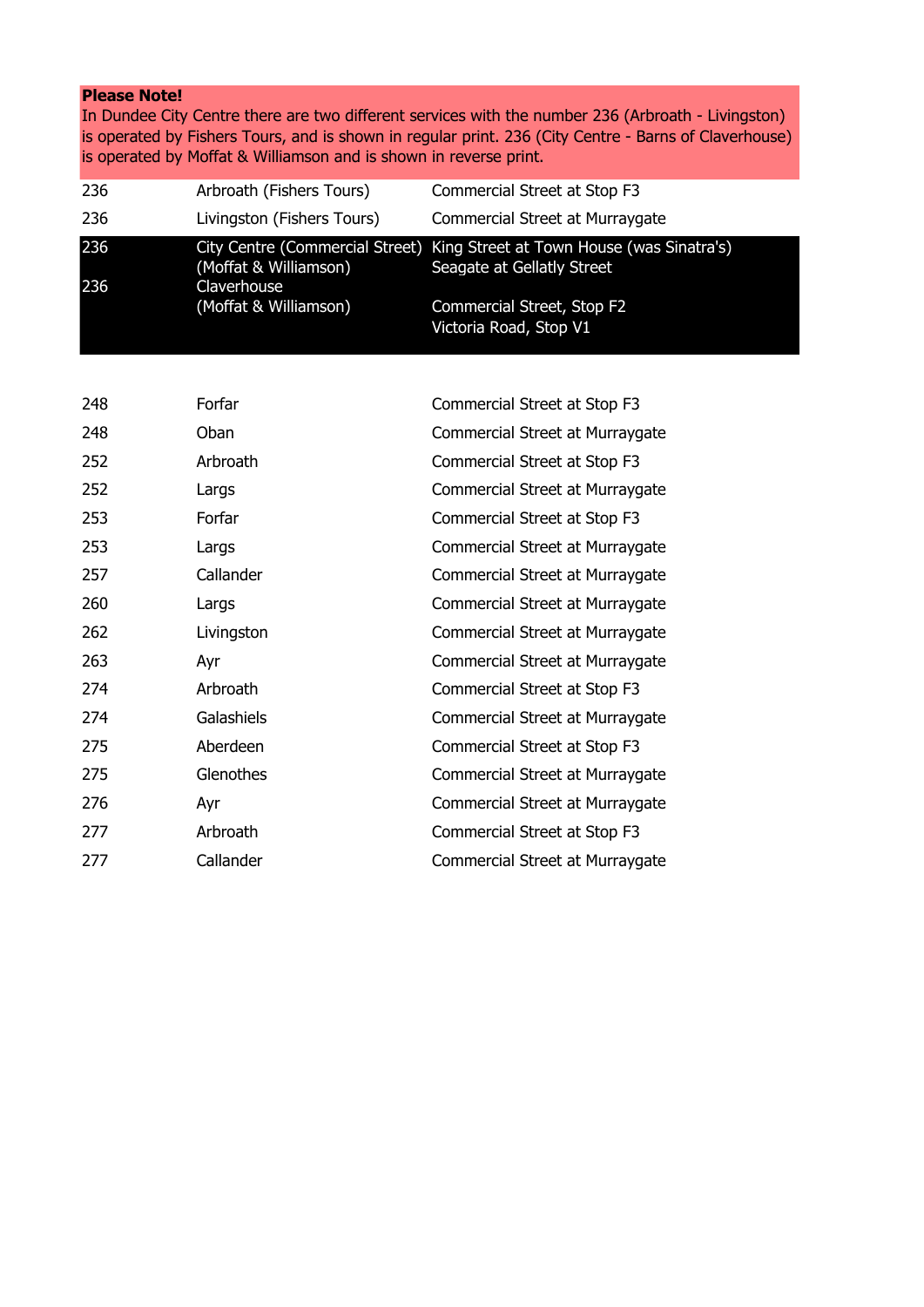**Please Note!**
In Dundee City Centre there are two different services with the number 236 (Arbroath - Livingston) is operated by Fishers Tours, and is shown in regular print. 236 (City Centre - Barns of Claverhouse) is operated by Moffat & Williamson and is shown in reverse print.

| | | |
|---|---|---|
| 236 | Arbroath (Fishers Tours) | Commercial Street at Stop F3 |
| 236 | Livingston (Fishers Tours) | Commercial Street at Murraygate |
| 236 | City Centre (Commercial Street) (Moffat & Williamson) | King Street at Town House (was Sinatra's)<br>Seagate at Gellatly Street |
| 236 | Claverhouse (Moffat & Williamson) | Commercial Street, Stop F2<br>Victoria Road, Stop V1 |
| 248 | Forfar | Commercial Street at Stop F3 |
| 248 | Oban | Commercial Street at Murraygate |
| 252 | Arbroath | Commercial Street at Stop F3 |
| 252 | Largs | Commercial Street at Murraygate |
| 253 | Forfar | Commercial Street at Stop F3 |
| 253 | Largs | Commercial Street at Murraygate |
| 257 | Callander | Commercial Street at Murraygate |
| 260 | Largs | Commercial Street at Murraygate |
| 262 | Livingston | Commercial Street at Murraygate |
| 263 | Ayr | Commercial Street at Murraygate |
| 274 | Arbroath | Commercial Street at Stop F3 |
| 274 | Galashiels | Commercial Street at Murraygate |
| 275 | Aberdeen | Commercial Street at Stop F3 |
| 275 | Glenothes | Commercial Street at Murraygate |
| 276 | Ayr | Commercial Street at Murraygate |
| 277 | Arbroath | Commercial Street at Stop F3 |
| 277 | Callander | Commercial Street at Murraygate |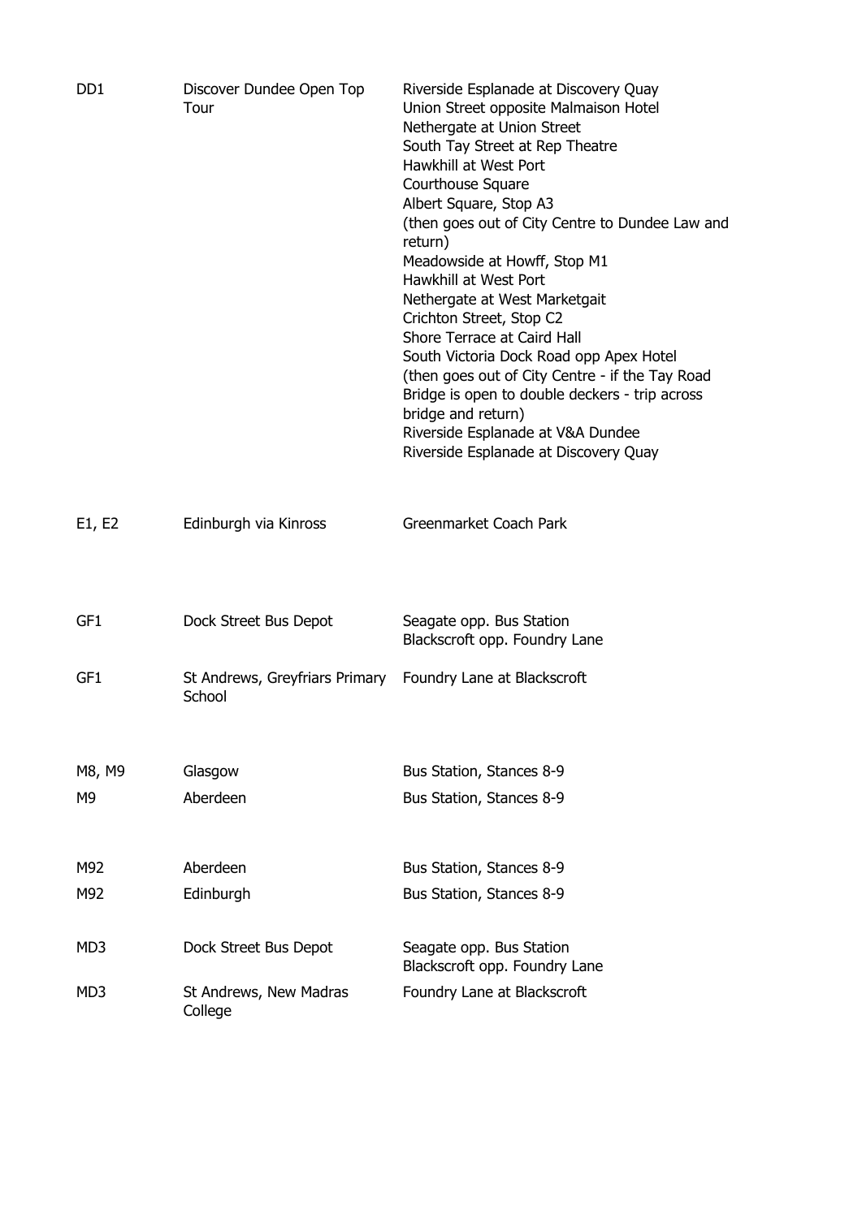| | | |
|---|---|---|
| DD1 | Discover Dundee Open Top Tour | Riverside Esplanade at Discovery Quay<br>Union Street opposite Malmaison Hotel<br>Nethergate at Union Street<br>South Tay Street at Rep Theatre<br>Hawkhill at West Port<br>Courthouse Square<br>Albert Square, Stop A3<br>(then goes out of City Centre to Dundee Law and return)<br>Meadowside at Howff, Stop M1<br>Hawkhill at West Port<br>Nethergate at West Marketgait<br>Crichton Street, Stop C2<br>Shore Terrace at Caird Hall<br>South Victoria Dock Road opp Apex Hotel<br>(then goes out of City Centre - if the Tay Road Bridge is open to double deckers - trip across bridge and return)<br>Riverside Esplanade at V&A Dundee<br>Riverside Esplanade at Discovery Quay |
| E1, E2 | Edinburgh via Kinross | Greenmarket Coach Park |
| GF1 | Dock Street Bus Depot | Seagate opp. Bus Station<br>Blackscroft opp. Foundry Lane |
| GF1 | St Andrews, Greyfriars Primary School | Foundry Lane at Blackscroft |
| M8, M9 | Glasgow | Bus Station, Stances 8-9 |
| M9 | Aberdeen | Bus Station, Stances 8-9 |
| M92 | Aberdeen | Bus Station, Stances 8-9 |
| M92 | Edinburgh | Bus Station, Stances 8-9 |
| MD3 | Dock Street Bus Depot | Seagate opp. Bus Station<br>Blackscroft opp. Foundry Lane |
| MD3 | St Andrews, New Madras College | Foundry Lane at Blackscroft |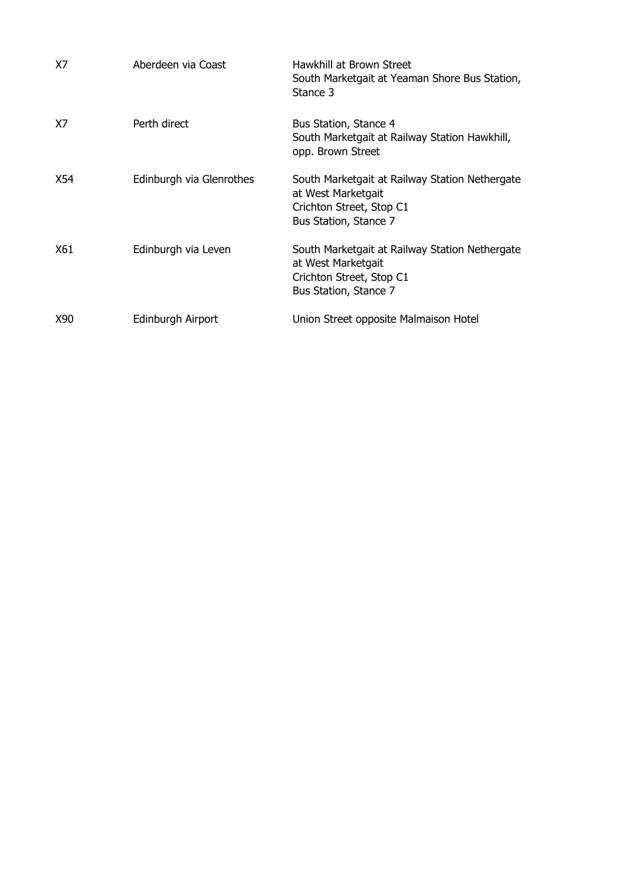| | | |
|---|---|---|
| X7 | Aberdeen via Coast | Hawkhill at Brown Street<br>South Marketgait at Yeaman Shore Bus Station, Stance 3 |
| X7 | Perth direct | Bus Station, Stance 4<br>South Marketgait at Railway Station Hawkhill, opp. Brown Street |
| X54 | Edinburgh via Glenrothes | South Marketgait at Railway Station Nethergate at West Marketgait<br>Crichton Street, Stop C1<br>Bus Station, Stance 7 |
| X61 | Edinburgh via Leven | South Marketgait at Railway Station Nethergate at West Marketgait<br>Crichton Street, Stop C1<br>Bus Station, Stance 7 |
| X90 | Edinburgh Airport | Union Street opposite Malmaison Hotel |